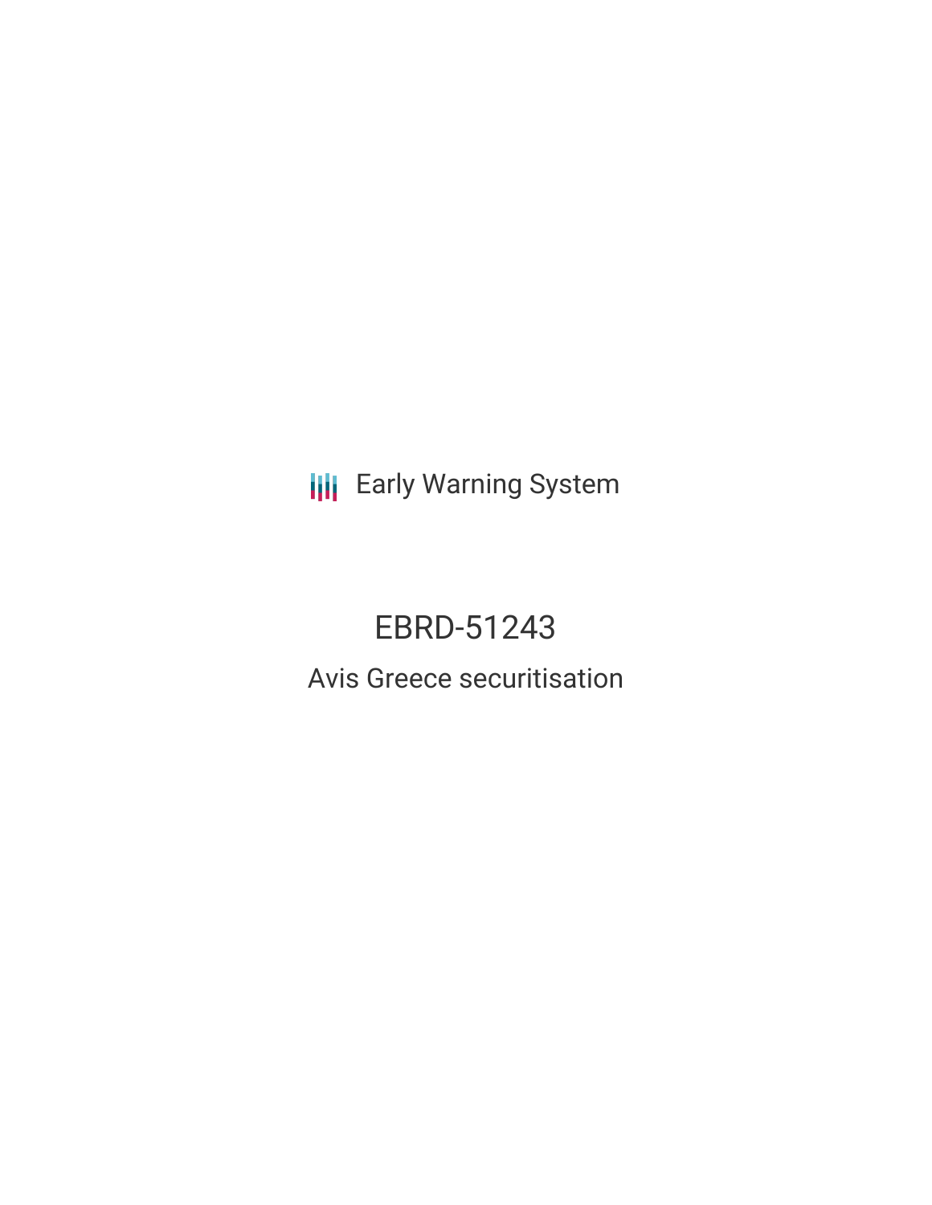Early Warning System

# EBRD-51243

## Avis Greece securitisation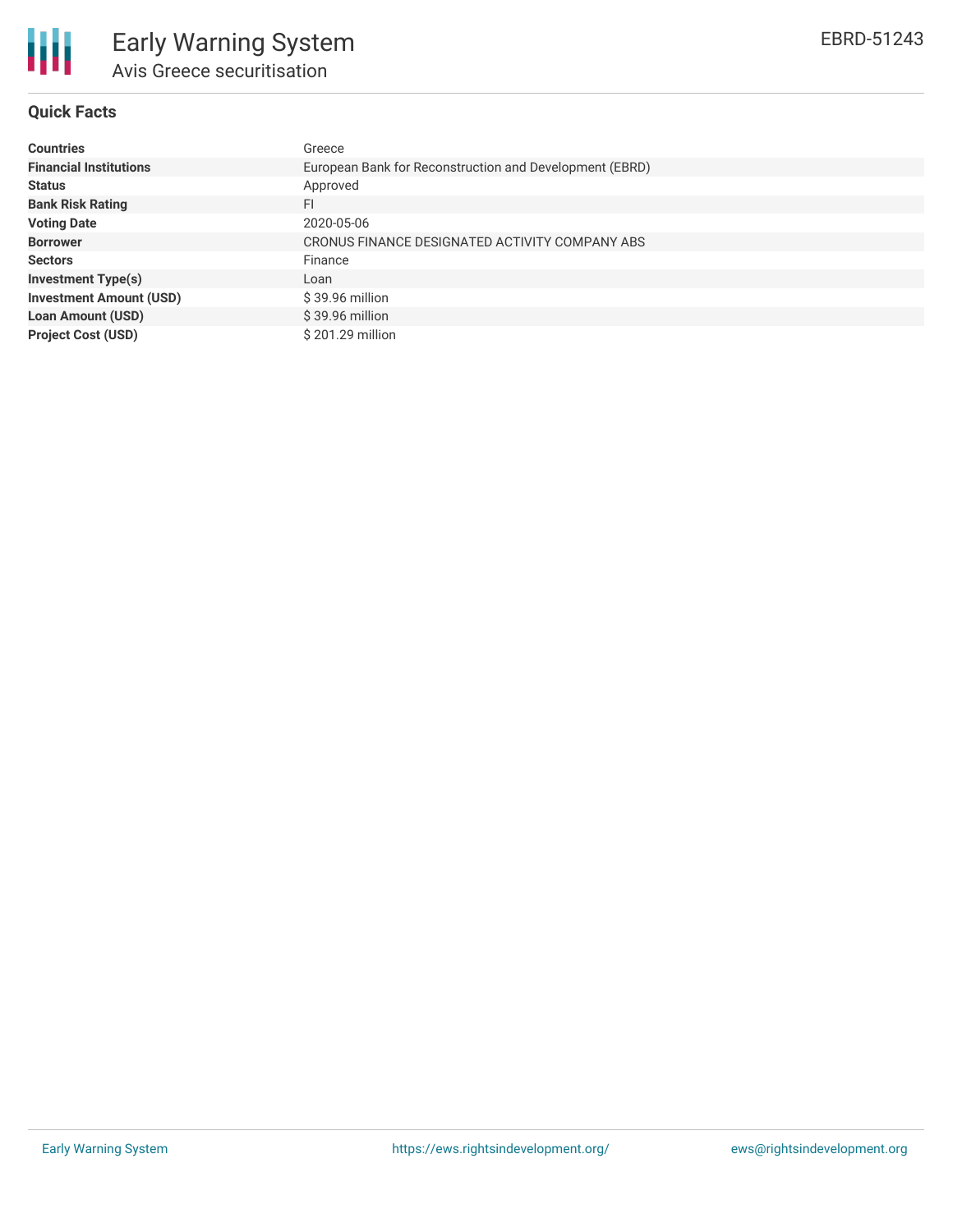# Early Warning System

## Avis Greece securitisation

EBRD-51243

### Quick Facts

| | |
|---|---|
| **Countries** | Greece |
| **Financial Institutions** | European Bank for Reconstruction and Development (EBRD) |
| **Status** | Approved |
| **Bank Risk Rating** | FI |
| **Voting Date** | 2020-05-06 |
| **Borrower** | CRONUS FINANCE DESIGNATED ACTIVITY COMPANY ABS |
| **Sectors** | Finance |
| **Investment Type(s)** | Loan |
| **Investment Amount (USD)** | $ 39.96 million |
| **Loan Amount (USD)** | $ 39.96 million |
| **Project Cost (USD)** | $ 201.29 million |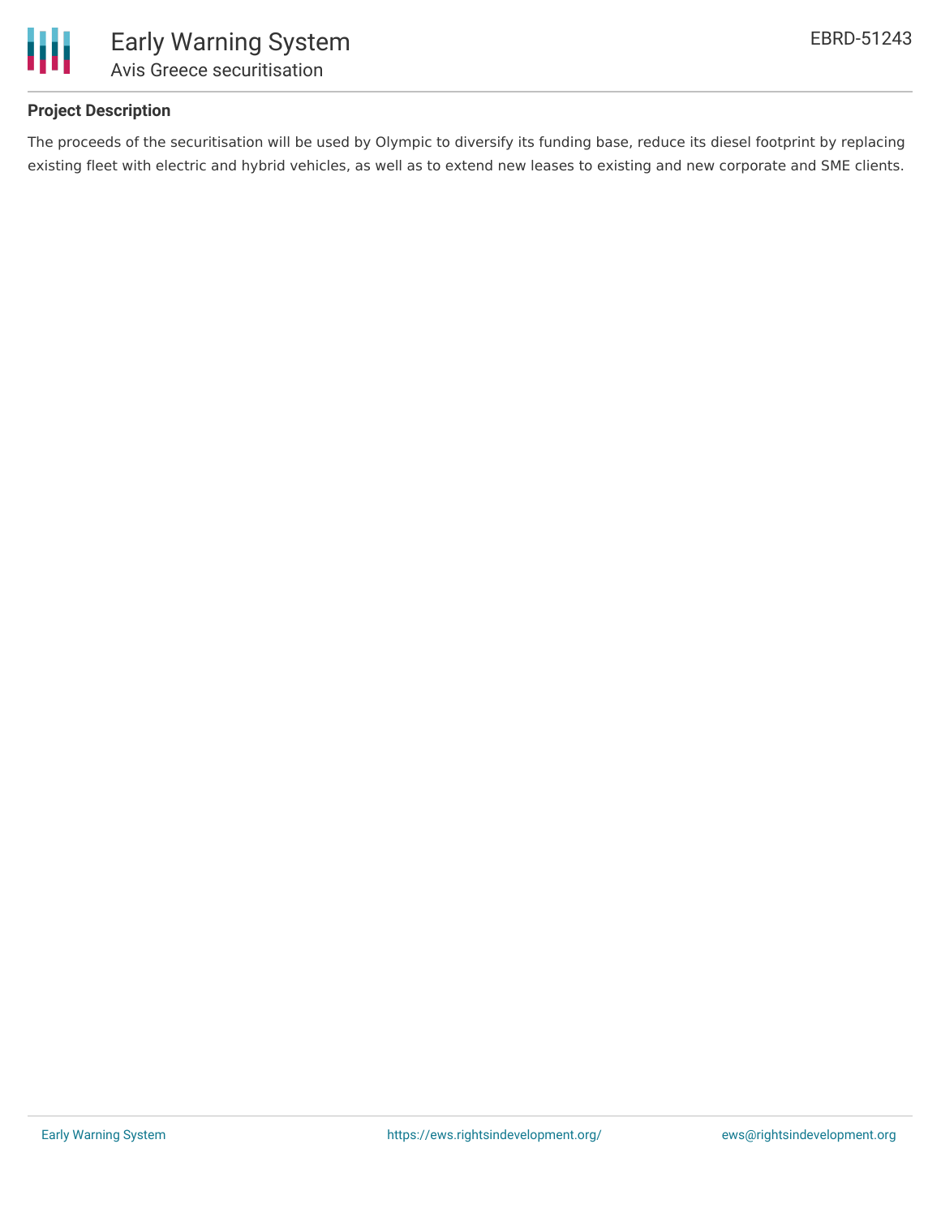**Project Description**

The proceeds of the securitisation will be used by Olympic to diversify its funding base, reduce its diesel footprint by replacing existing fleet with electric and hybrid vehicles, as well as to extend new leases to existing and new corporate and SME clients.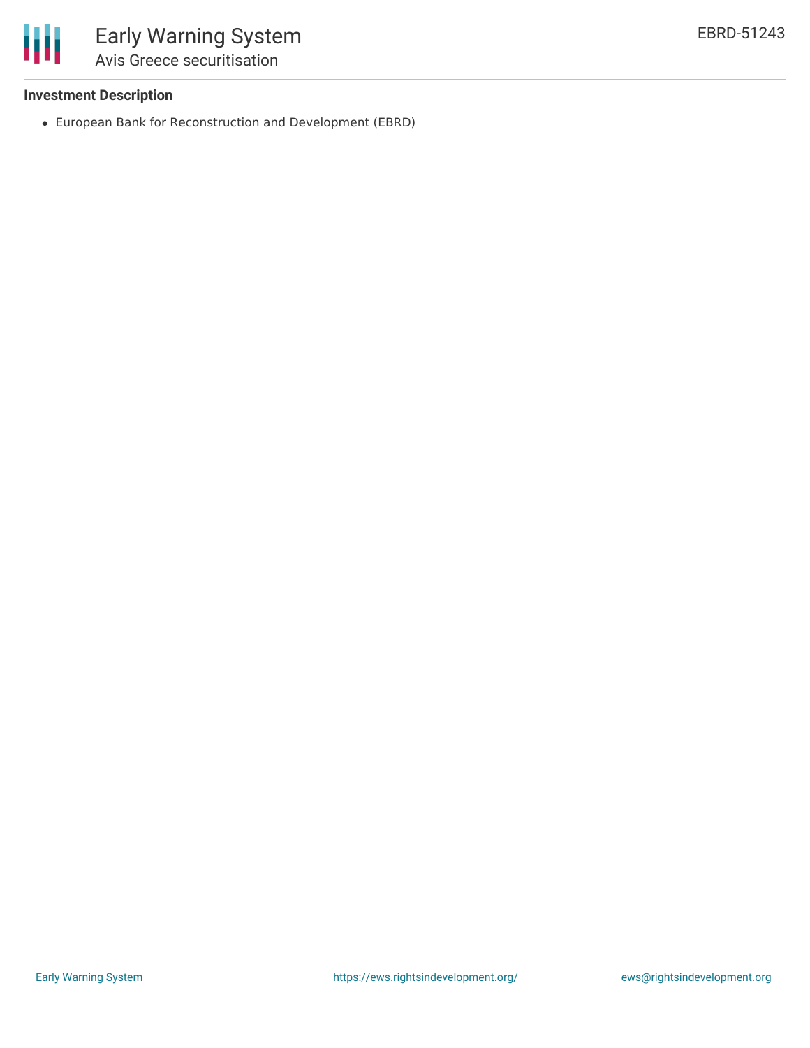### Investment Description

- European Bank for Reconstruction and Development (EBRD)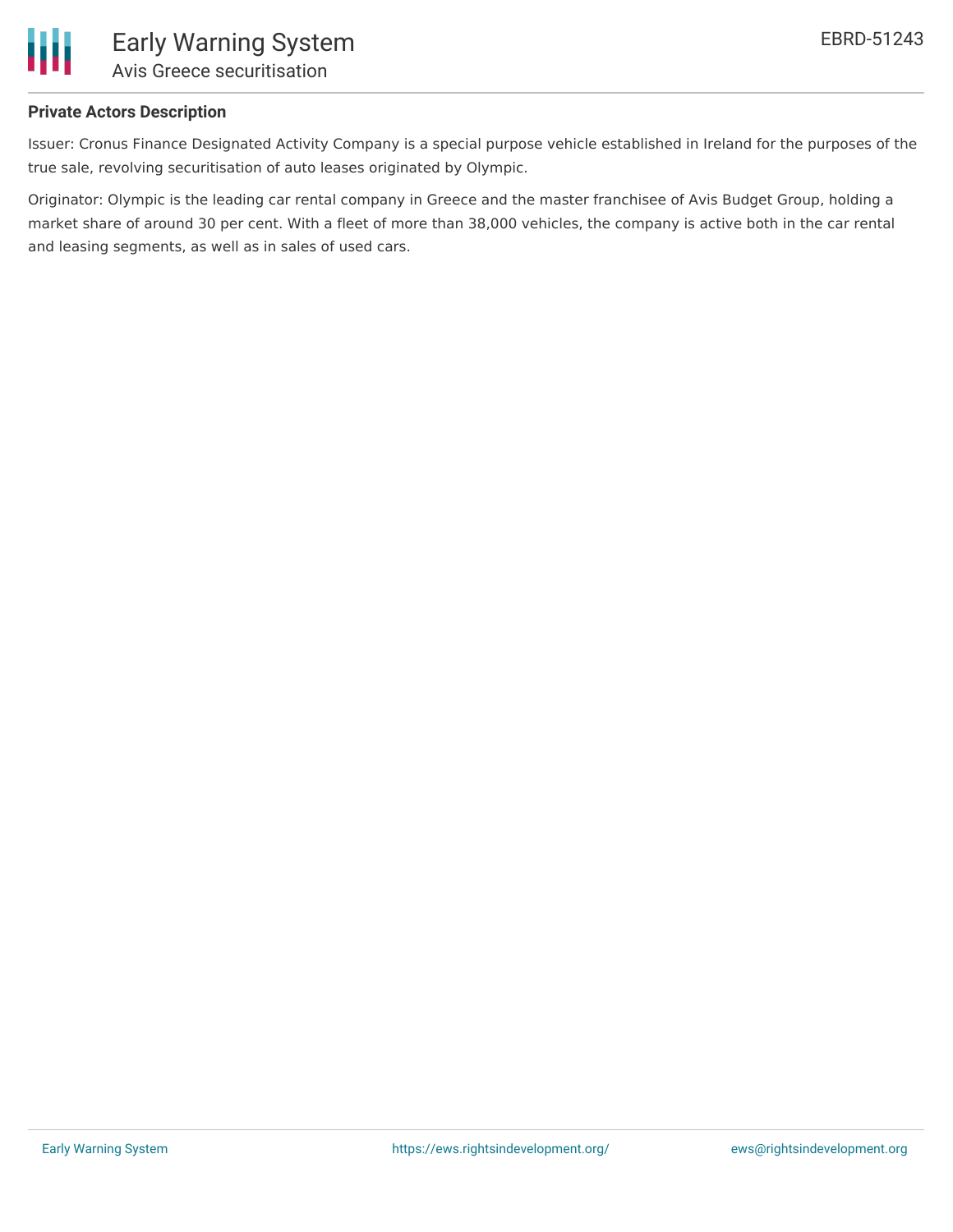**Private Actors Description**

Issuer: Cronus Finance Designated Activity Company is a special purpose vehicle established in Ireland for the purposes of the true sale, revolving securitisation of auto leases originated by Olympic.

Originator: Olympic is the leading car rental company in Greece and the master franchisee of Avis Budget Group, holding a market share of around 30 per cent. With a fleet of more than 38,000 vehicles, the company is active both in the car rental and leasing segments, as well as in sales of used cars.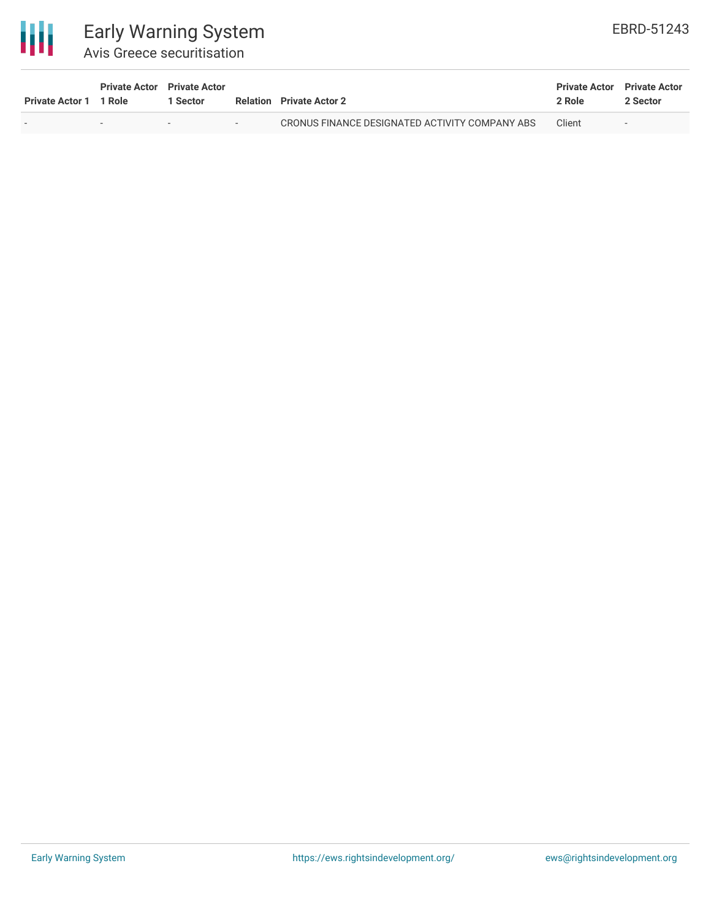| Private Actor 1 | Private Actor 1 Role | Private Actor 1 Sector | Relation | Private Actor 2 | Private Actor 2 Role | Private Actor 2 Sector |
|---|---|---|---|---|---|---|
| - | - | - | - | CRONUS FINANCE DESIGNATED ACTIVITY COMPANY ABS | Client | - |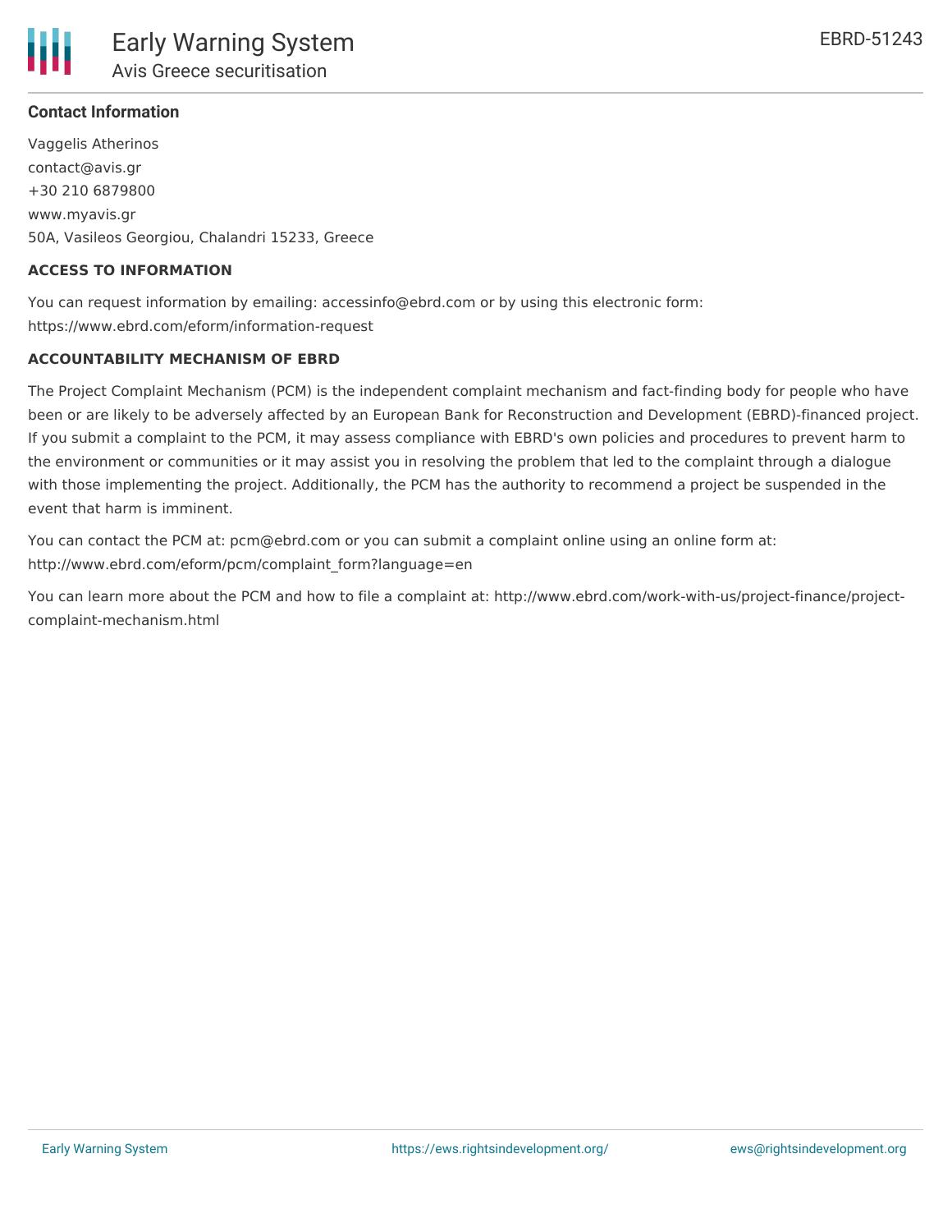### Contact Information

Vaggelis Atherinos
contact@avis.gr
+30 210 6879800
www.myavis.gr
50A, Vasileos Georgiou, Chalandri 15233, Greece

#### ACCESS TO INFORMATION

You can request information by emailing: accessinfo@ebrd.com or by using this electronic form: https://www.ebrd.com/eform/information-request

#### ACCOUNTABILITY MECHANISM OF EBRD

The Project Complaint Mechanism (PCM) is the independent complaint mechanism and fact-finding body for people who have been or are likely to be adversely affected by an European Bank for Reconstruction and Development (EBRD)-financed project. If you submit a complaint to the PCM, it may assess compliance with EBRD's own policies and procedures to prevent harm to the environment or communities or it may assist you in resolving the problem that led to the complaint through a dialogue with those implementing the project. Additionally, the PCM has the authority to recommend a project be suspended in the event that harm is imminent.

You can contact the PCM at: pcm@ebrd.com or you can submit a complaint online using an online form at: http://www.ebrd.com/eform/pcm/complaint_form?language=en

You can learn more about the PCM and how to file a complaint at: http://www.ebrd.com/work-with-us/project-finance/project-complaint-mechanism.html